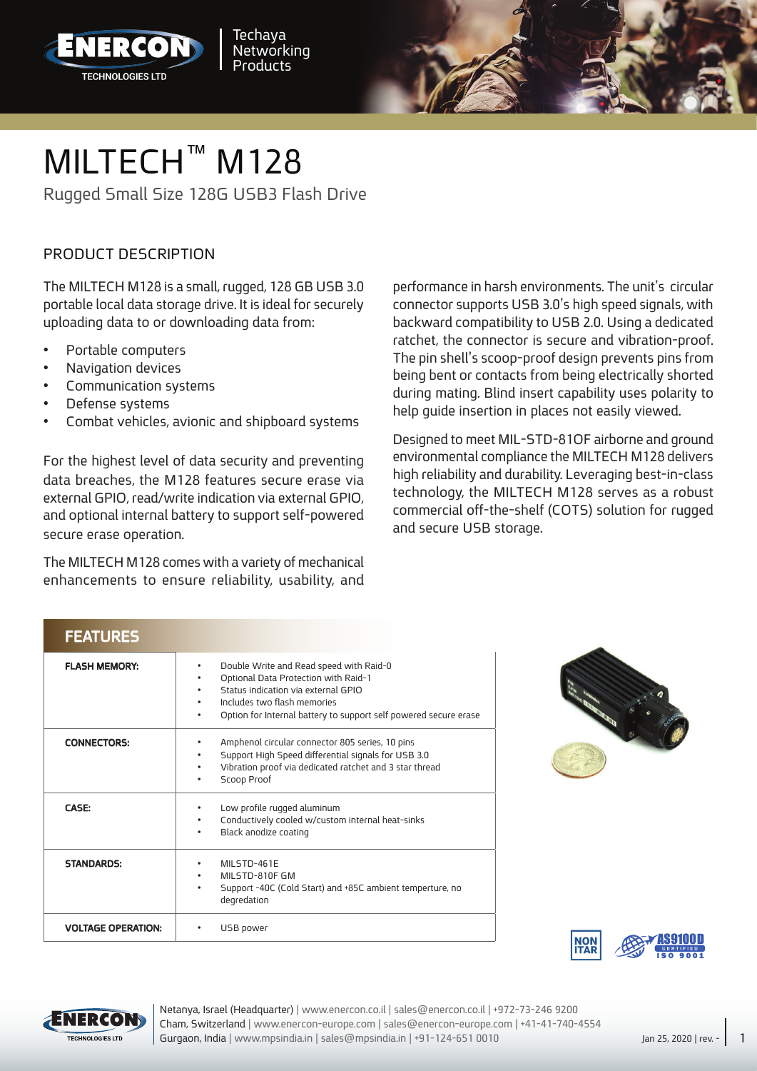ENERCON TECHNOLOGIES LTD | Techaya Networking Products

# MILTECH™ M128

Rugged Small Size 128G USB3 Flash Drive

## PRODUCT DESCRIPTION

The MILTECH M128 is a small, rugged, 128 GB USB 3.0 portable local data storage drive. It is ideal for securely uploading data to or downloading data from:

- Portable computers
- Navigation devices
- Communication systems
- Defense systems
- Combat vehicles, avionic and shipboard systems

For the highest level of data security and preventing data breaches, the M128 features secure erase via external GPIO, read/write indication via external GPIO, and optional internal battery to support self-powered secure erase operation.

The MILTECH M128 comes with a variety of mechanical enhancements to ensure reliability, usability, and performance in harsh environments. The unit's circular connector supports USB 3.0's high speed signals, with backward compatibility to USB 2.0. Using a dedicated ratchet, the connector is secure and vibration-proof. The pin shell's scoop-proof design prevents pins from being bent or contacts from being electrically shorted during mating. Blind insert capability uses polarity to help guide insertion in places not easily viewed.

Designed to meet MIL-STD-810F airborne and ground environmental compliance the MILTECH M128 delivers high reliability and durability. Leveraging best-in-class technology, the MILTECH M128 serves as a robust commercial off-the-shelf (COTS) solution for rugged and secure USB storage.

## FEATURES

| | |
|---|---|
| **FLASH MEMORY:** | • Double Write and Read speed with Raid-0<br>• Optional Data Protection with Raid-1<br>• Status indication via external GPIO<br>• Includes two flash memories<br>• Option for Internal battery to support self powered secure erase |
| **CONNECTORS:** | • Amphenol circular connector 805 series, 10 pins<br>• Support High Speed differential signals for USB 3.0<br>• Vibration proof via dedicated ratchet and 3 star thread<br>• Scoop Proof |
| **CASE:** | • Low profile rugged aluminum<br>• Conductively cooled w/custom internal heat-sinks<br>• Black anodize coating |
| **STANDARDS:** | • MILSTD-461E<br>• MILSTD-810F GM<br>• Support -40C (Cold Start) and +85C ambient temperture, no degredation |
| **VOLTAGE OPERATION:** | • USB power |

NON ITAR | AS9100D CERTIFIED ISO 9001

Netanya, Israel (Headquarter) | www.enercon.co.il | sales@enercon.co.il | +972-73-246 9200
Cham, Switzerland | www.enercon-europe.com | sales@enercon-europe.com | +41-41-740-4554
Gurgaon, India | www.mpsindia.in | sales@mpsindia.in | +91-124-651 0010

Jan 25, 2020 | rev. -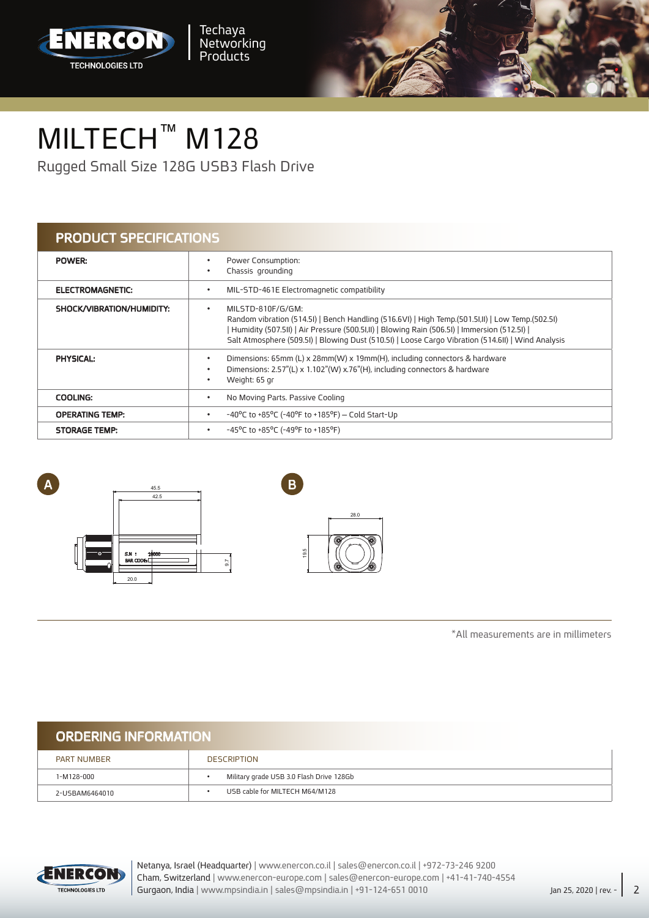# MILTECH™ M128

Rugged Small Size 128G USB3 Flash Drive

## PRODUCT SPECIFICATIONS

| | |
|---|---|
| **POWER:** | • Power Consumption:<br>• Chassis grounding |
| **ELECTROMAGNETIC:** | • MIL-STD-461E Electromagnetic compatibility |
| **SHOCK/VIBRATION/HUMIDITY:** | • MILSTD-810F/G/GM:<br>Random vibration (514.5I) \| Bench Handling (516.6VI) \| High Temp.(501.5I,II) \| Low Temp.(502.5I) \| Humidity (507.5II) \| Air Pressure (500.5I,II) \| Blowing Rain (506.5I) \| Immersion (512.5I) \| Salt Atmosphere (509.5I) \| Blowing Dust (510.5I) \| Loose Cargo Vibration (514.6II) \| Wind Analysis |
| **PHYSICAL:** | • Dimensions: 65mm (L) x 28mm(W) x 19mm(H), including connectors & hardware<br>• Dimensions: 2.57"(L) x 1.102"(W) x.76"(H), including connectors & hardware<br>• Weight: 65 gr |
| **COOLING:** | • No Moving Parts. Passive Cooling |
| **OPERATING TEMP:** | • -40°C to +85°C (-40°F to +185°F) – Cold Start-Up |
| **STORAGE TEMP:** | • -45°C to +85°C (-49°F to +185°F) |

A

45.5
42.5
S.N :
BAR CODE
9.7
20.0

B

28.0
19.5

*All measurements are in millimeters

## ORDERING INFORMATION

| PART NUMBER | DESCRIPTION |
|---|---|
| 1-M128-000 | • Military grade USB 3.0 Flash Drive 128Gb |
| 2-USBAM6464010 | • USB cable for MILTECH M64/M128 |

Netanya, Israel (Headquarter) | www.enercon.co.il | sales@enercon.co.il | +972-73-246 9200
Cham, Switzerland | www.enercon-europe.com | sales@enercon-europe.com | +41-41-740-4554
Gurgaon, India | www.mpsindia.in | sales@mpsindia.in | +91-124-651 0010

Jan 25, 2020 | rev. -